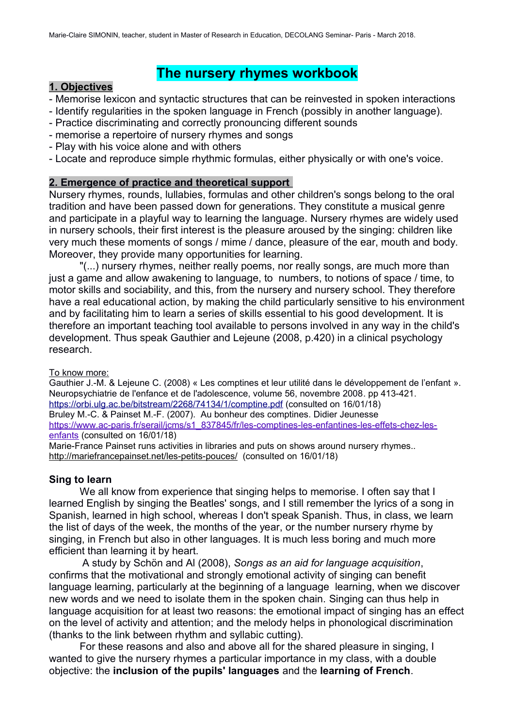# The nursery rhymes workbook

## 1. Objectives

- Memorise lexicon and syntactic structures that can be reinvested in spoken interactions
- Identify regularities in the spoken language in French (possibly in another language).
- Practice discriminating and correctly pronouncing different sounds
- memorise a repertoire of nursery rhymes and songs
- Play with his voice alone and with others
- Locate and reproduce simple rhythmic formulas, either physically or with one's voice.

## 2. Emergence of practice and theoretical support

Nursery rhymes, rounds, lullabies, formulas and other children's songs belong to the oral tradition and have been passed down for generations. They constitute a musical genre and participate in a playful way to learning the language. Nursery rhymes are widely used in nursery schools, their first interest is the pleasure aroused by the singing: children like very much these moments of songs / mime / dance, pleasure of the ear, mouth and body. Moreover, they provide many opportunities for learning.

"(...) nursery rhymes, neither really poems, nor really songs, are much more than just a game and allow awakening to language, to numbers, to notions of space / time, to motor skills and sociability, and this, from the nursery and nursery school. They therefore have a real educational action, by making the child particularly sensitive to his environment and by facilitating him to learn a series of skills essential to his good development. It is therefore an important teaching tool available to persons involved in any way in the child's development. Thus speak Gauthier and Lejeune (2008, p.420) in a clinical psychology research.

To know more:
Gauthier J.-M. & Lejeune C. (2008) « Les comptines et leur utilité dans le développement de l'enfant ». Neuropsychiatrie de l'enfance et de l'adolescence, volume 56, novembre 2008. pp 413-421. https://orbi.ulg.ac.be/bitstream/2268/74134/1/comptine.pdf (consulted on 16/01/18)
Bruley M.-C. & Painset M.-F. (2007). Au bonheur des comptines. Didier Jeunesse https://www.ac-paris.fr/serail/jcms/s1_837845/fr/les-comptines-les-enfantines-les-effets-chez-les-enfants (consulted on 16/01/18)
Marie-France Painset runs activities in libraries and puts on shows around nursery rhymes.. http://mariefrancepainset.net/les-petits-pouces/ (consulted on 16/01/18)

### Sing to learn

We all know from experience that singing helps to memorise. I often say that I learned English by singing the Beatles' songs, and I still remember the lyrics of a song in Spanish, learned in high school, whereas I don't speak Spanish. Thus, in class, we learn the list of days of the week, the months of the year, or the number nursery rhyme by singing, in French but also in other languages. It is much less boring and much more efficient than learning it by heart.

A study by Schön and Al (2008), *Songs as an aid for language acquisition*, confirms that the motivational and strongly emotional activity of singing can benefit language learning, particularly at the beginning of a language learning, when we discover new words and we need to isolate them in the spoken chain. Singing can thus help in language acquisition for at least two reasons: the emotional impact of singing has an effect on the level of activity and attention; and the melody helps in phonological discrimination (thanks to the link between rhythm and syllabic cutting).

For these reasons and also and above all for the shared pleasure in singing, I wanted to give the nursery rhymes a particular importance in my class, with a double objective: the **inclusion of the pupils' languages** and the **learning of French**.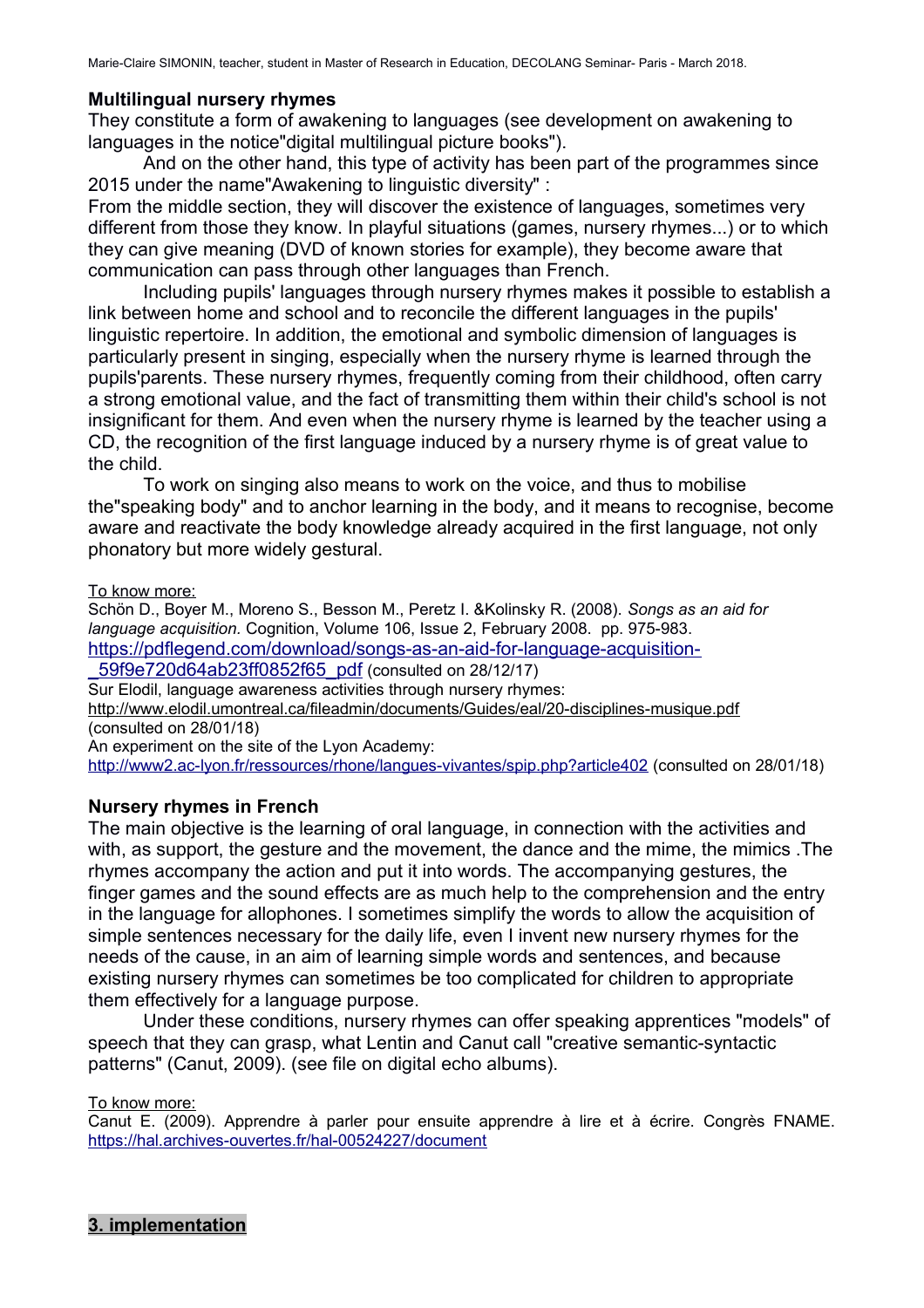**Multilingual nursery rhymes**

They constitute a form of awakening to languages (see development on awakening to languages in the notice"digital multilingual picture books").

And on the other hand, this type of activity has been part of the programmes since 2015 under the name"Awakening to linguistic diversity" :

From the middle section, they will discover the existence of languages, sometimes very different from those they know. In playful situations (games, nursery rhymes...) or to which they can give meaning (DVD of known stories for example), they become aware that communication can pass through other languages than French.

Including pupils' languages through nursery rhymes makes it possible to establish a link between home and school and to reconcile the different languages in the pupils' linguistic repertoire. In addition, the emotional and symbolic dimension of languages is particularly present in singing, especially when the nursery rhyme is learned through the pupils'parents. These nursery rhymes, frequently coming from their childhood, often carry a strong emotional value, and the fact of transmitting them within their child's school is not insignificant for them. And even when the nursery rhyme is learned by the teacher using a CD, the recognition of the first language induced by a nursery rhyme is of great value to the child.

To work on singing also means to work on the voice, and thus to mobilise the"speaking body" and to anchor learning in the body, and it means to recognise, become aware and reactivate the body knowledge already acquired in the first language, not only phonatory but more widely gestural.

To know more:

Schön D., Boyer M., Moreno S., Besson M., Peretz I. &Kolinsky R. (2008). *Songs as an aid for language acquisition.* Cognition, Volume 106, Issue 2, February 2008. pp. 975-983. https://pdflegend.com/download/songs-as-an-aid-for-language-acquisition-_59f9e720d64ab23ff0852f65_pdf (consulted on 28/12/17)

Sur Elodil, language awareness activities through nursery rhymes: http://www.elodil.umontreal.ca/fileadmin/documents/Guides/eal/20-disciplines-musique.pdf (consulted on 28/01/18)

An experiment on the site of the Lyon Academy: http://www2.ac-lyon.fr/ressources/rhone/langues-vivantes/spip.php?article402 (consulted on 28/01/18)

**Nursery rhymes in French**

The main objective is the learning of oral language, in connection with the activities and with, as support, the gesture and the movement, the dance and the mime, the mimics .The rhymes accompany the action and put it into words. The accompanying gestures, the finger games and the sound effects are as much help to the comprehension and the entry in the language for allophones. I sometimes simplify the words to allow the acquisition of simple sentences necessary for the daily life, even I invent new nursery rhymes for the needs of the cause, in an aim of learning simple words and sentences, and because existing nursery rhymes can sometimes be too complicated for children to appropriate them effectively for a language purpose.

Under these conditions, nursery rhymes can offer speaking apprentices "models" of speech that they can grasp, what Lentin and Canut call "creative semantic-syntactic patterns" (Canut, 2009). (see file on digital echo albums).

To know more:

Canut E. (2009). Apprendre à parler pour ensuite apprendre à lire et à écrire. Congrès FNAME. https://hal.archives-ouvertes.fr/hal-00524227/document

## 3. implementation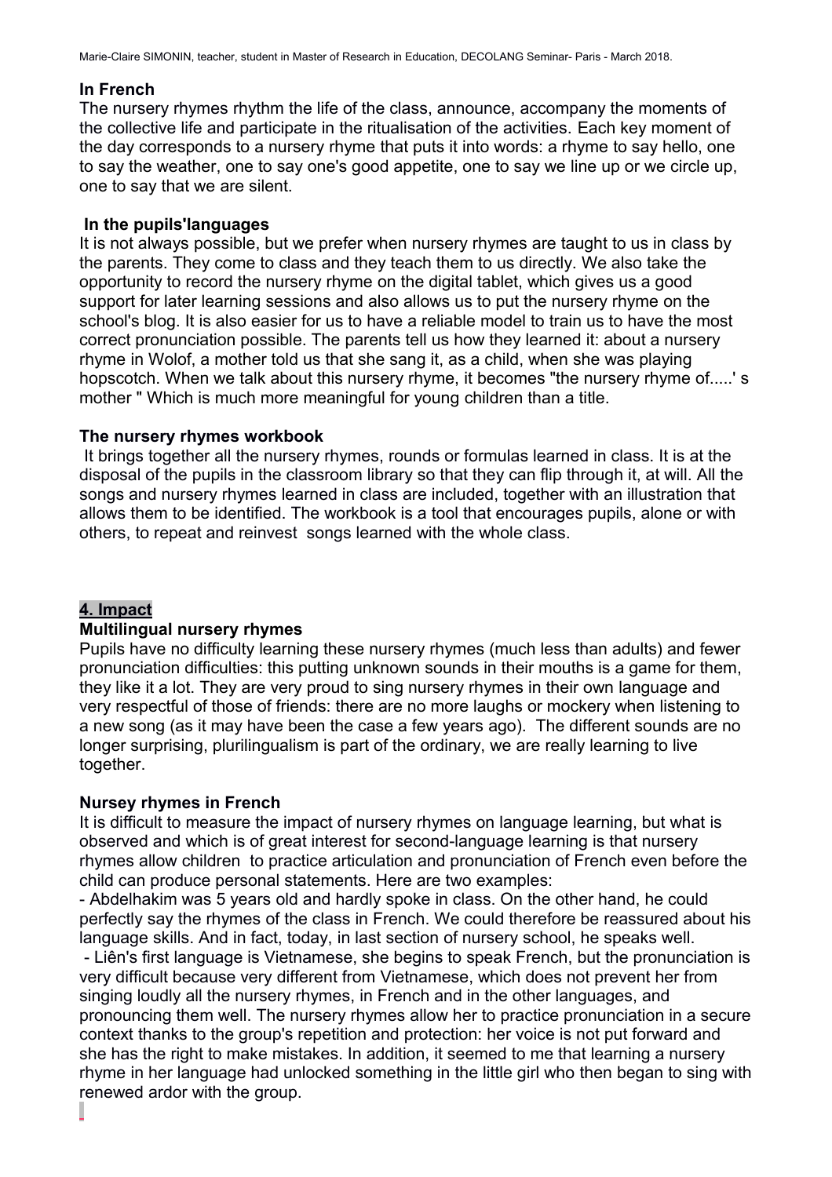**In French**

The nursery rhymes rhythm the life of the class, announce, accompany the moments of the collective life and participate in the ritualisation of the activities. Each key moment of the day corresponds to a nursery rhyme that puts it into words: a rhyme to say hello, one to say the weather, one to say one's good appetite, one to say we line up or we circle up, one to say that we are silent.

**In the pupils'languages**

It is not always possible, but we prefer when nursery rhymes are taught to us in class by the parents. They come to class and they teach them to us directly. We also take the opportunity to record the nursery rhyme on the digital tablet, which gives us a good support for later learning sessions and also allows us to put the nursery rhyme on the school's blog. It is also easier for us to have a reliable model to train us to have the most correct pronunciation possible. The parents tell us how they learned it: about a nursery rhyme in Wolof, a mother told us that she sang it, as a child, when she was playing hopscotch. When we talk about this nursery rhyme, it becomes "the nursery rhyme of.....' s mother " Which is much more meaningful for young children than a title.

**The nursery rhymes workbook**

It brings together all the nursery rhymes, rounds or formulas learned in class. It is at the disposal of the pupils in the classroom library so that they can flip through it, at will. All the songs and nursery rhymes learned in class are included, together with an illustration that allows them to be identified. The workbook is a tool that encourages pupils, alone or with others, to repeat and reinvest songs learned with the whole class.

## 4. Impact

**Multilingual nursery rhymes**

Pupils have no difficulty learning these nursery rhymes (much less than adults) and fewer pronunciation difficulties: this putting unknown sounds in their mouths is a game for them, they like it a lot. They are very proud to sing nursery rhymes in their own language and very respectful of those of friends: there are no more laughs or mockery when listening to a new song (as it may have been the case a few years ago). The different sounds are no longer surprising, plurilingualism is part of the ordinary, we are really learning to live together.

**Nursey rhymes in French**

It is difficult to measure the impact of nursery rhymes on language learning, but what is observed and which is of great interest for second-language learning is that nursery rhymes allow children to practice articulation and pronunciation of French even before the child can produce personal statements. Here are two examples:

- Abdelhakim was 5 years old and hardly spoke in class. On the other hand, he could perfectly say the rhymes of the class in French. We could therefore be reassured about his language skills. And in fact, today, in last section of nursery school, he speaks well.
- Liên's first language is Vietnamese, she begins to speak French, but the pronunciation is very difficult because very different from Vietnamese, which does not prevent her from singing loudly all the nursery rhymes, in French and in the other languages, and pronouncing them well. The nursery rhymes allow her to practice pronunciation in a secure context thanks to the group's repetition and protection: her voice is not put forward and she has the right to make mistakes. In addition, it seemed to me that learning a nursery rhyme in her language had unlocked something in the little girl who then began to sing with renewed ardor with the group.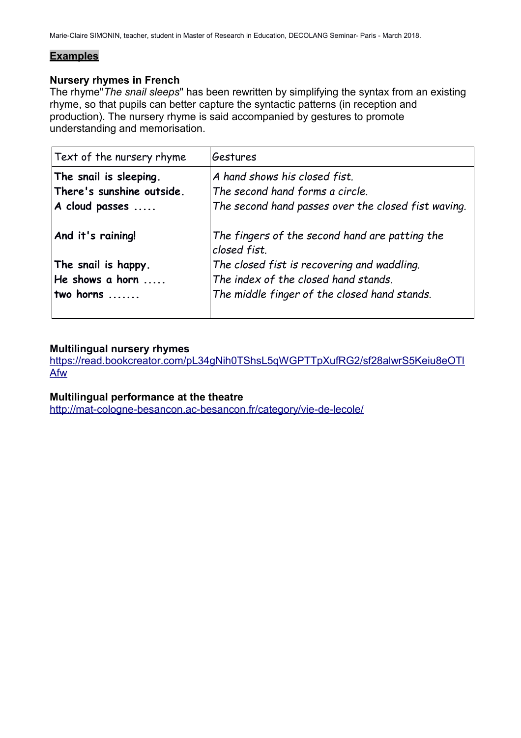**Examples**

**Nursery rhymes in French**
The rhyme"*The snail sleeps*" has been rewritten by simplifying the syntax from an existing rhyme, so that pupils can better capture the syntactic patterns (in reception and production). The nursery rhyme is said accompanied by gestures to promote understanding and memorisation.

| Text of the nursery rhyme | Gestures |
|---|---|
| **The snail is sleeping.** | *A hand shows his closed fist.* |
| **There's sunshine outside.** | *The second hand forms a circle.* |
| **A cloud passes .....** | *The second hand passes over the closed fist waving.* |
| **And it's raining!** | *The fingers of the second hand are patting the closed fist.* |
| **The snail is happy.** | *The closed fist is recovering and waddling.* |
| **He shows a horn .....** | *The index of the closed hand stands.* |
| **two horns .......** | *The middle finger of the closed hand stands.* |

**Multilingual nursery rhymes**
https://read.bookcreator.com/pL34gNih0TShsL5qWGPTTpXufRG2/sf28alwrS5Keiu8eOTlAfw

**Multilingual performance at the theatre**
http://mat-cologne-besancon.ac-besancon.fr/category/vie-de-lecole/